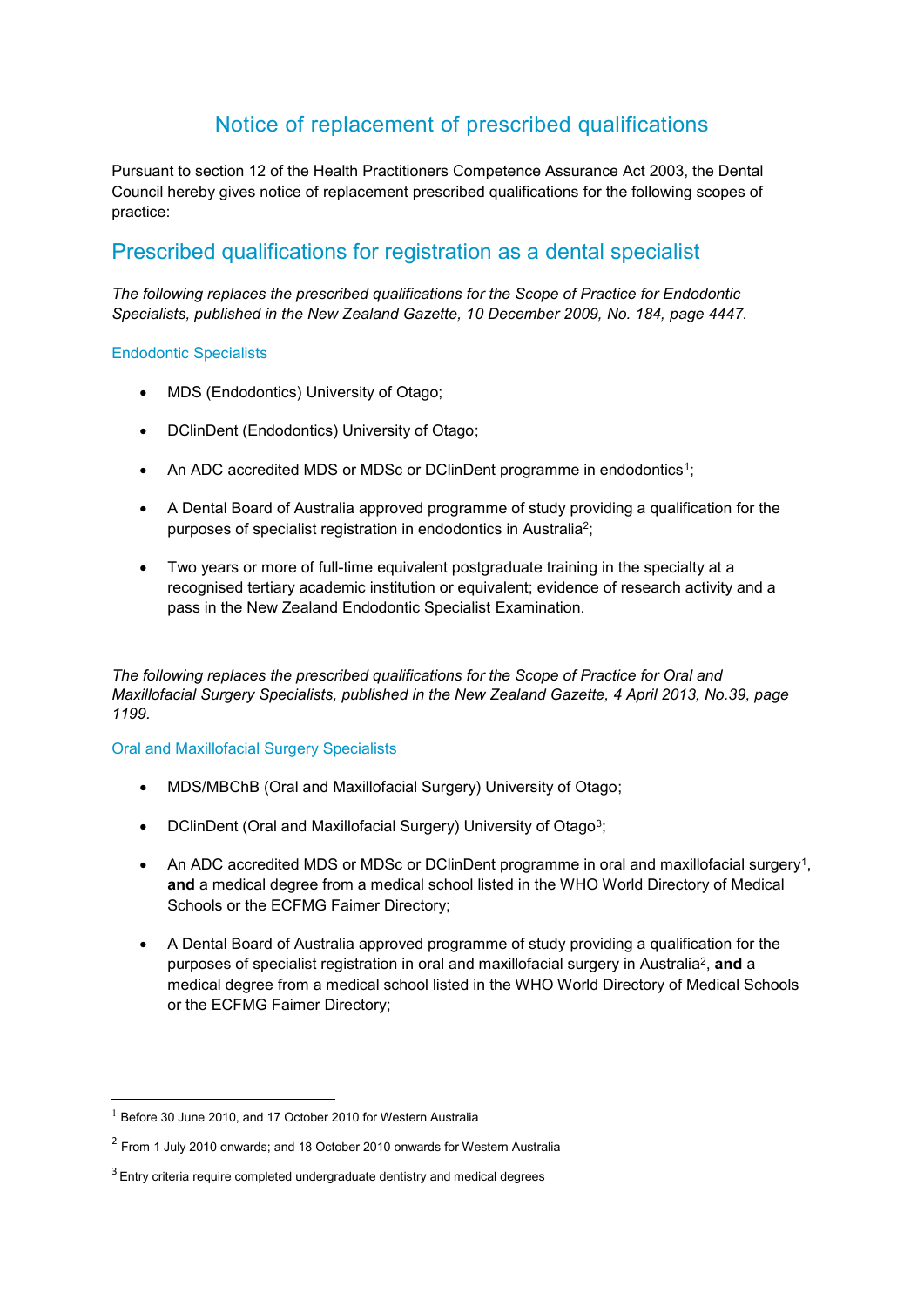# Notice of replacement of prescribed qualifications

Pursuant to section 12 of the Health Practitioners Competence Assurance Act 2003, the Dental Council hereby gives notice of replacement prescribed qualifications for the following scopes of practice:

## Prescribed qualifications for registration as a dental specialist

*The following replaces the prescribed qualifications for the Scope of Practice for Endodontic Specialists, published in the New Zealand Gazette, 10 December 2009, No. 184, page 4447.*

### Endodontic Specialists

- MDS (Endodontics) University of Otago;
- DClinDent (Endodontics) University of Otago;
- An ADC accredited MDS or MDSc or DClinDent programme in endodontics[1];
- A Dental Board of Australia approved programme of study providing a qualification for the purposes of specialist registration in endodontics in Australia[2];
- Two years or more of full-time equivalent postgraduate training in the specialty at a recognised tertiary academic institution or equivalent; evidence of research activity and a pass in the New Zealand Endodontic Specialist Examination.

*The following replaces the prescribed qualifications for the Scope of Practice for Oral and Maxillofacial Surgery Specialists, published in the New Zealand Gazette, 4 April 2013, No.39, page 1199.*

### Oral and Maxillofacial Surgery Specialists

- MDS/MBChB (Oral and Maxillofacial Surgery) University of Otago;
- DClinDent (Oral and Maxillofacial Surgery) University of Otago[3];
- An ADC accredited MDS or MDSc or DClinDent programme in oral and maxillofacial surgery[1], **and** a medical degree from a medical school listed in the WHO World Directory of Medical Schools or the ECFMG Faimer Directory;
- A Dental Board of Australia approved programme of study providing a qualification for the purposes of specialist registration in oral and maxillofacial surgery in Australia[2], **and** a medical degree from a medical school listed in the WHO World Directory of Medical Schools or the ECFMG Faimer Directory;

---

[1] Before 30 June 2010, and 17 October 2010 for Western Australia

[2] From 1 July 2010 onwards; and 18 October 2010 onwards for Western Australia

[3] Entry criteria require completed undergraduate dentistry and medical degrees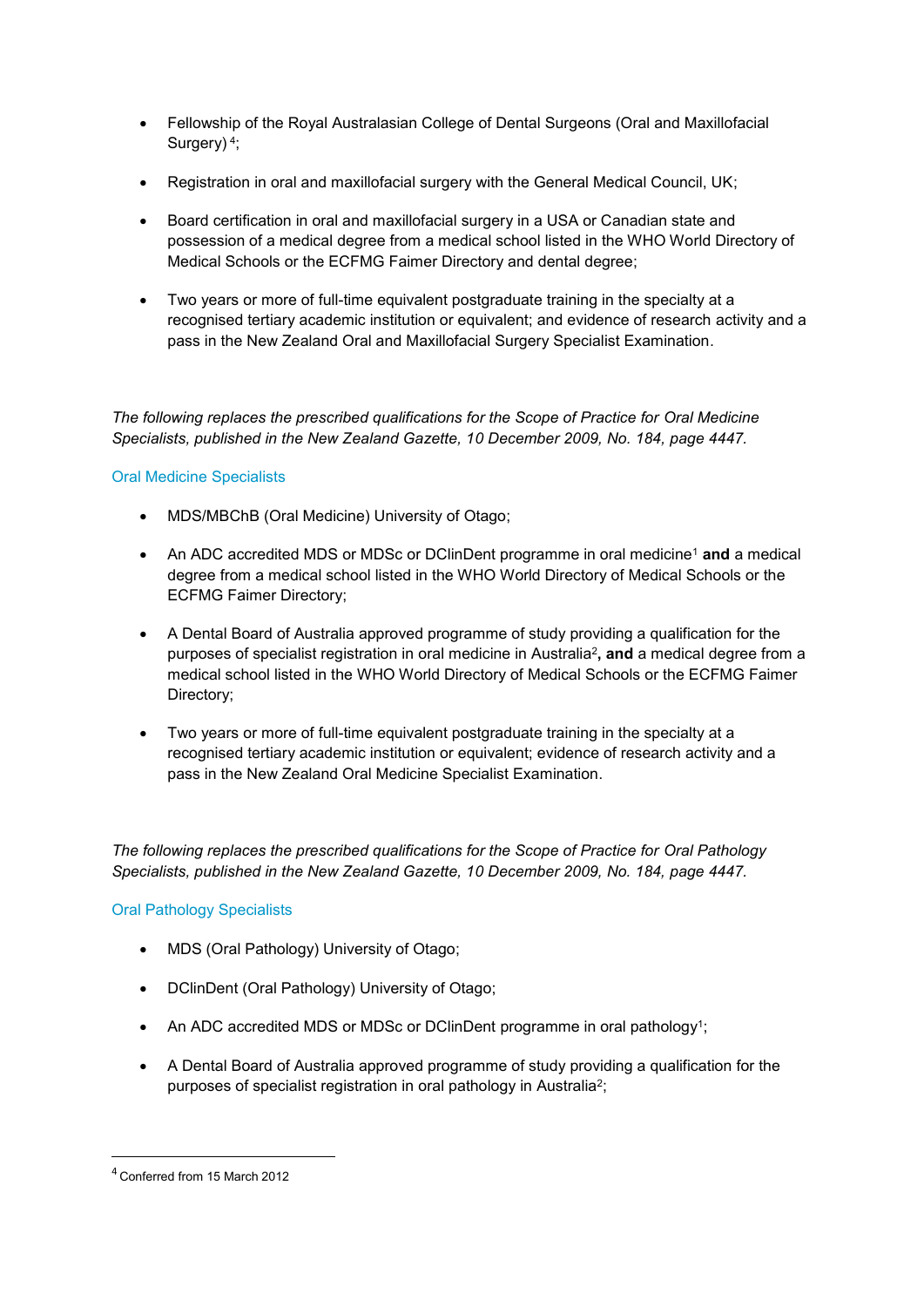- Fellowship of the Royal Australasian College of Dental Surgeons (Oral and Maxillofacial Surgery) [4];

- Registration in oral and maxillofacial surgery with the General Medical Council, UK;

- Board certification in oral and maxillofacial surgery in a USA or Canadian state and possession of a medical degree from a medical school listed in the WHO World Directory of Medical Schools or the ECFMG Faimer Directory and dental degree;

- Two years or more of full-time equivalent postgraduate training in the specialty at a recognised tertiary academic institution or equivalent; and evidence of research activity and a pass in the New Zealand Oral and Maxillofacial Surgery Specialist Examination.

*The following replaces the prescribed qualifications for the Scope of Practice for Oral Medicine Specialists, published in the New Zealand Gazette, 10 December 2009, No. 184, page 4447.*

### Oral Medicine Specialists

- MDS/MBChB (Oral Medicine) University of Otago;

- An ADC accredited MDS or MDSc or DClinDent programme in oral medicine[1] **and** a medical degree from a medical school listed in the WHO World Directory of Medical Schools or the ECFMG Faimer Directory;

- A Dental Board of Australia approved programme of study providing a qualification for the purposes of specialist registration in oral medicine in Australia[2]**, and** a medical degree from a medical school listed in the WHO World Directory of Medical Schools or the ECFMG Faimer Directory;

- Two years or more of full-time equivalent postgraduate training in the specialty at a recognised tertiary academic institution or equivalent; evidence of research activity and a pass in the New Zealand Oral Medicine Specialist Examination.

*The following replaces the prescribed qualifications for the Scope of Practice for Oral Pathology Specialists, published in the New Zealand Gazette, 10 December 2009, No. 184, page 4447.*

### Oral Pathology Specialists

- MDS (Oral Pathology) University of Otago;

- DClinDent (Oral Pathology) University of Otago;

- An ADC accredited MDS or MDSc or DClinDent programme in oral pathology[1];

- A Dental Board of Australia approved programme of study providing a qualification for the purposes of specialist registration in oral pathology in Australia[2];

---

[4] Conferred from 15 March 2012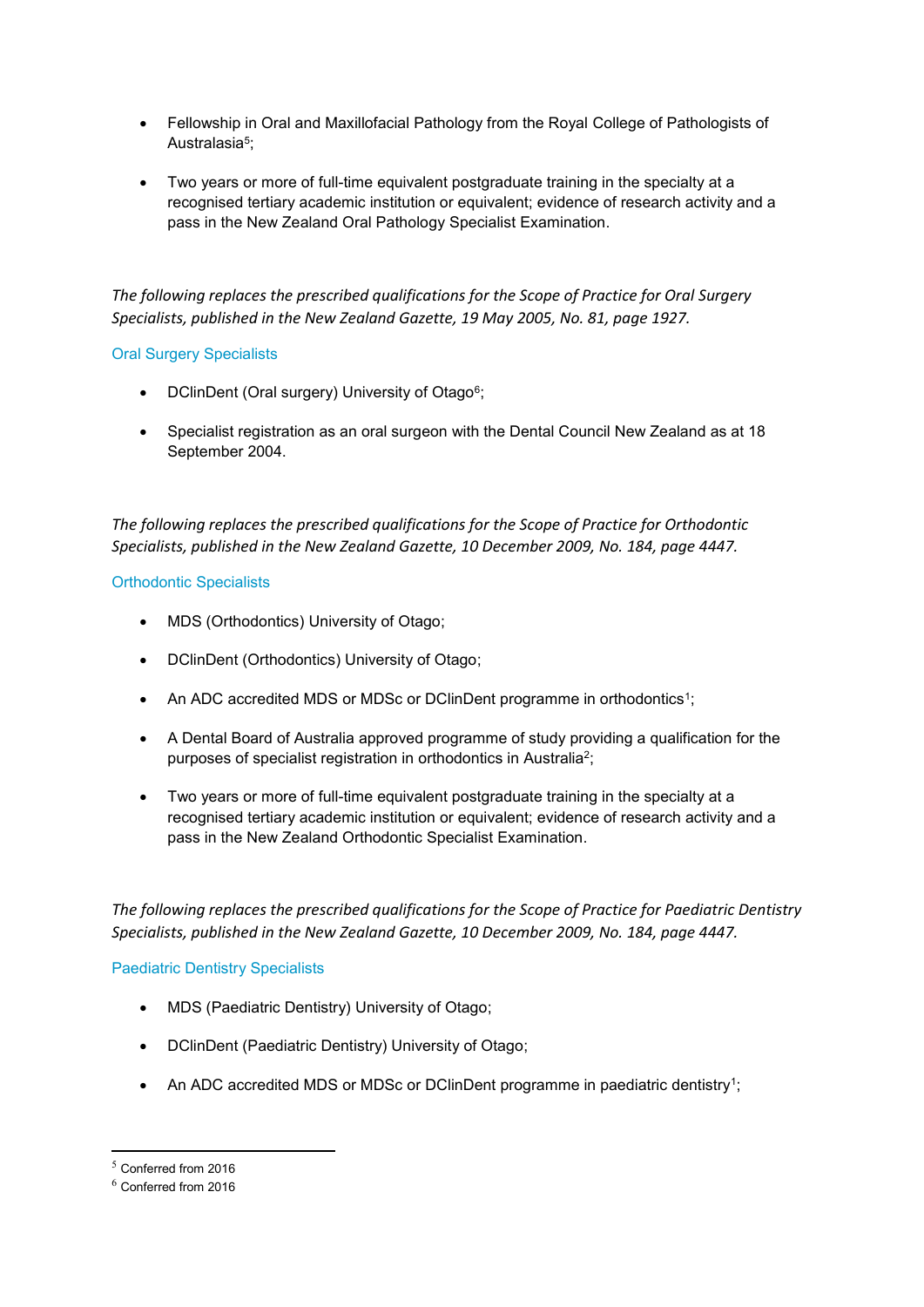- Fellowship in Oral and Maxillofacial Pathology from the Royal College of Pathologists of Australasia[5];

- Two years or more of full-time equivalent postgraduate training in the specialty at a recognised tertiary academic institution or equivalent; evidence of research activity and a pass in the New Zealand Oral Pathology Specialist Examination.

*The following replaces the prescribed qualifications for the Scope of Practice for Oral Surgery Specialists, published in the New Zealand Gazette, 19 May 2005, No. 81, page 1927.*

### Oral Surgery Specialists

- DClinDent (Oral surgery) University of Otago[6];

- Specialist registration as an oral surgeon with the Dental Council New Zealand as at 18 September 2004.

*The following replaces the prescribed qualifications for the Scope of Practice for Orthodontic Specialists, published in the New Zealand Gazette, 10 December 2009, No. 184, page 4447.*

### Orthodontic Specialists

- MDS (Orthodontics) University of Otago;

- DClinDent (Orthodontics) University of Otago;

- An ADC accredited MDS or MDSc or DClinDent programme in orthodontics[1];

- A Dental Board of Australia approved programme of study providing a qualification for the purposes of specialist registration in orthodontics in Australia[2];

- Two years or more of full-time equivalent postgraduate training in the specialty at a recognised tertiary academic institution or equivalent; evidence of research activity and a pass in the New Zealand Orthodontic Specialist Examination.

*The following replaces the prescribed qualifications for the Scope of Practice for Paediatric Dentistry Specialists, published in the New Zealand Gazette, 10 December 2009, No. 184, page 4447.*

### Paediatric Dentistry Specialists

- MDS (Paediatric Dentistry) University of Otago;

- DClinDent (Paediatric Dentistry) University of Otago;

- An ADC accredited MDS or MDSc or DClinDent programme in paediatric dentistry[1];

---

[5] Conferred from 2016

[6] Conferred from 2016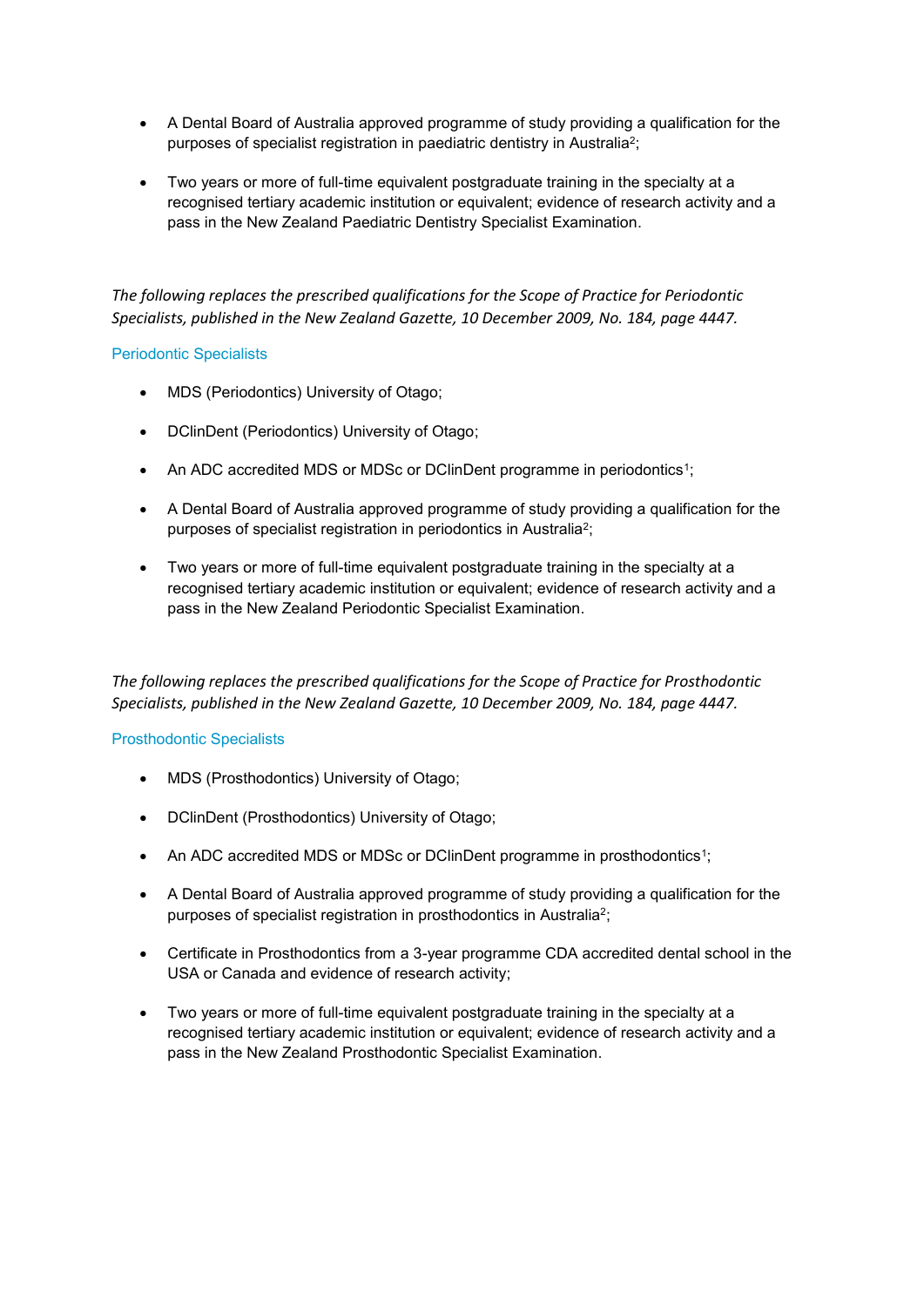- A Dental Board of Australia approved programme of study providing a qualification for the purposes of specialist registration in paediatric dentistry in Australia[2];

- Two years or more of full-time equivalent postgraduate training in the specialty at a recognised tertiary academic institution or equivalent; evidence of research activity and a pass in the New Zealand Paediatric Dentistry Specialist Examination.

*The following replaces the prescribed qualifications for the Scope of Practice for Periodontic Specialists, published in the New Zealand Gazette, 10 December 2009, No. 184, page 4447.*

### Periodontic Specialists

- MDS (Periodontics) University of Otago;

- DClinDent (Periodontics) University of Otago;

- An ADC accredited MDS or MDSc or DClinDent programme in periodontics[1];

- A Dental Board of Australia approved programme of study providing a qualification for the purposes of specialist registration in periodontics in Australia[2];

- Two years or more of full-time equivalent postgraduate training in the specialty at a recognised tertiary academic institution or equivalent; evidence of research activity and a pass in the New Zealand Periodontic Specialist Examination.

*The following replaces the prescribed qualifications for the Scope of Practice for Prosthodontic Specialists, published in the New Zealand Gazette, 10 December 2009, No. 184, page 4447.*

### Prosthodontic Specialists

- MDS (Prosthodontics) University of Otago;

- DClinDent (Prosthodontics) University of Otago;

- An ADC accredited MDS or MDSc or DClinDent programme in prosthodontics[1];

- A Dental Board of Australia approved programme of study providing a qualification for the purposes of specialist registration in prosthodontics in Australia[2];

- Certificate in Prosthodontics from a 3-year programme CDA accredited dental school in the USA or Canada and evidence of research activity;

- Two years or more of full-time equivalent postgraduate training in the specialty at a recognised tertiary academic institution or equivalent; evidence of research activity and a pass in the New Zealand Prosthodontic Specialist Examination.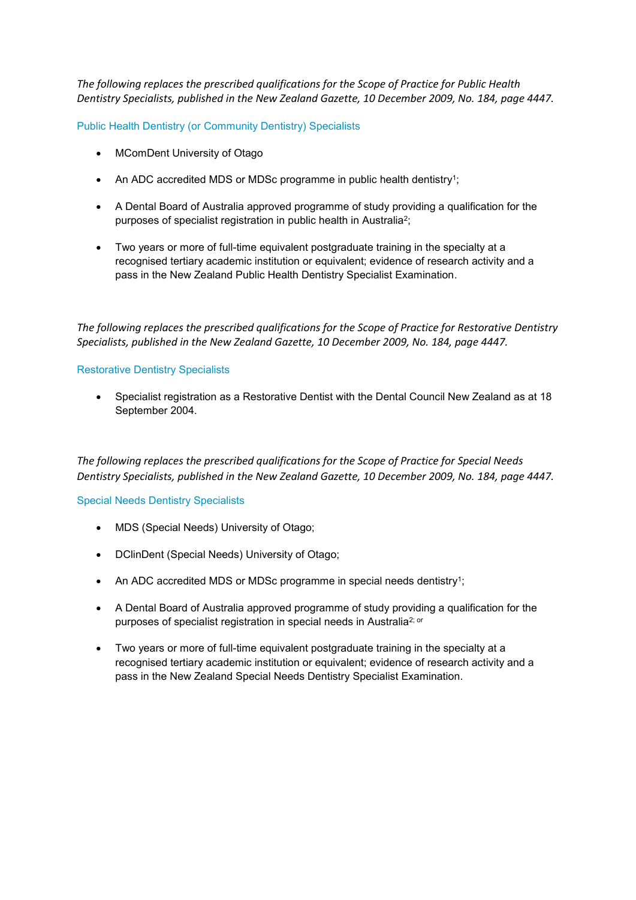*The following replaces the prescribed qualifications for the Scope of Practice for Public Health Dentistry Specialists, published in the New Zealand Gazette, 10 December 2009, No. 184, page 4447.*

## Public Health Dentistry (or Community Dentistry) Specialists

- MComDent University of Otago
- An ADC accredited MDS or MDSc programme in public health dentistry[1];
- A Dental Board of Australia approved programme of study providing a qualification for the purposes of specialist registration in public health in Australia[2];
- Two years or more of full-time equivalent postgraduate training in the specialty at a recognised tertiary academic institution or equivalent; evidence of research activity and a pass in the New Zealand Public Health Dentistry Specialist Examination.

*The following replaces the prescribed qualifications for the Scope of Practice for Restorative Dentistry Specialists, published in the New Zealand Gazette, 10 December 2009, No. 184, page 4447.*

## Restorative Dentistry Specialists

- Specialist registration as a Restorative Dentist with the Dental Council New Zealand as at 18 September 2004.

*The following replaces the prescribed qualifications for the Scope of Practice for Special Needs Dentistry Specialists, published in the New Zealand Gazette, 10 December 2009, No. 184, page 4447.*

## Special Needs Dentistry Specialists

- MDS (Special Needs) University of Otago;
- DClinDent (Special Needs) University of Otago;
- An ADC accredited MDS or MDSc programme in special needs dentistry[1];
- A Dental Board of Australia approved programme of study providing a qualification for the purposes of specialist registration in special needs in Australia[2]; or
- Two years or more of full-time equivalent postgraduate training in the specialty at a recognised tertiary academic institution or equivalent; evidence of research activity and a pass in the New Zealand Special Needs Dentistry Specialist Examination.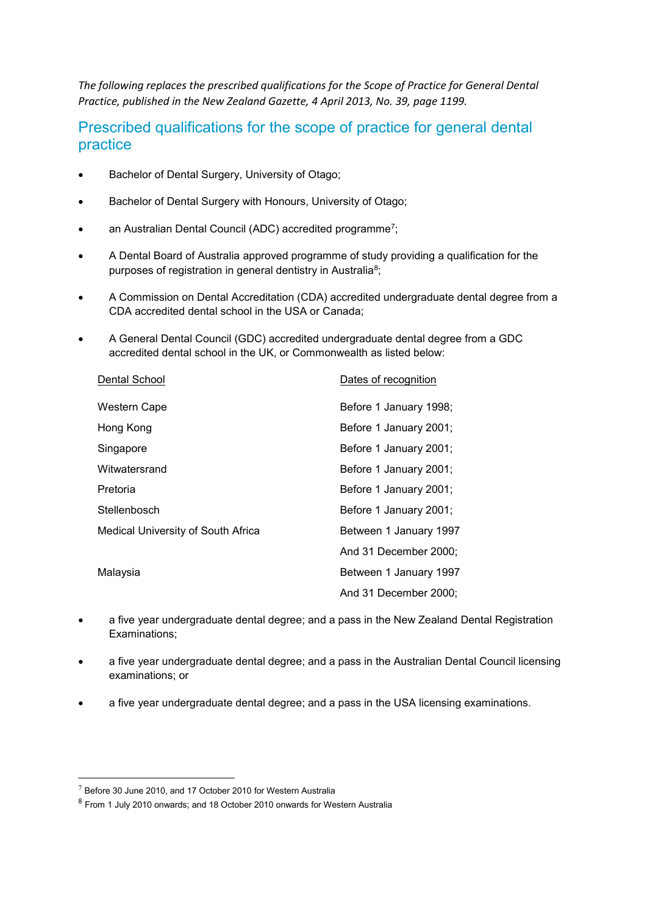*The following replaces the prescribed qualifications for the Scope of Practice for General Dental Practice, published in the New Zealand Gazette, 4 April 2013, No. 39, page 1199.*

## Prescribed qualifications for the scope of practice for general dental practice

- Bachelor of Dental Surgery, University of Otago;
- Bachelor of Dental Surgery with Honours, University of Otago;
- an Australian Dental Council (ADC) accredited programme[7];
- A Dental Board of Australia approved programme of study providing a qualification for the purposes of registration in general dentistry in Australia[8];
- A Commission on Dental Accreditation (CDA) accredited undergraduate dental degree from a CDA accredited dental school in the USA or Canada;
- A General Dental Council (GDC) accredited undergraduate dental degree from a GDC accredited dental school in the UK, or Commonwealth as listed below:

| Dental School | Dates of recognition |
|---|---|
| Western Cape | Before 1 January 1998; |
| Hong Kong | Before 1 January 2001; |
| Singapore | Before 1 January 2001; |
| Witwatersrand | Before 1 January 2001; |
| Pretoria | Before 1 January 2001; |
| Stellenbosch | Before 1 January 2001; |
| Medical University of South Africa | Between 1 January 1997 And 31 December 2000; |
| Malaysia | Between 1 January 1997 And 31 December 2000; |

- a five year undergraduate dental degree; and a pass in the New Zealand Dental Registration Examinations;
- a five year undergraduate dental degree; and a pass in the Australian Dental Council licensing examinations; or
- a five year undergraduate dental degree; and a pass in the USA licensing examinations.

---

[7] Before 30 June 2010, and 17 October 2010 for Western Australia

[8] From 1 July 2010 onwards; and 18 October 2010 onwards for Western Australia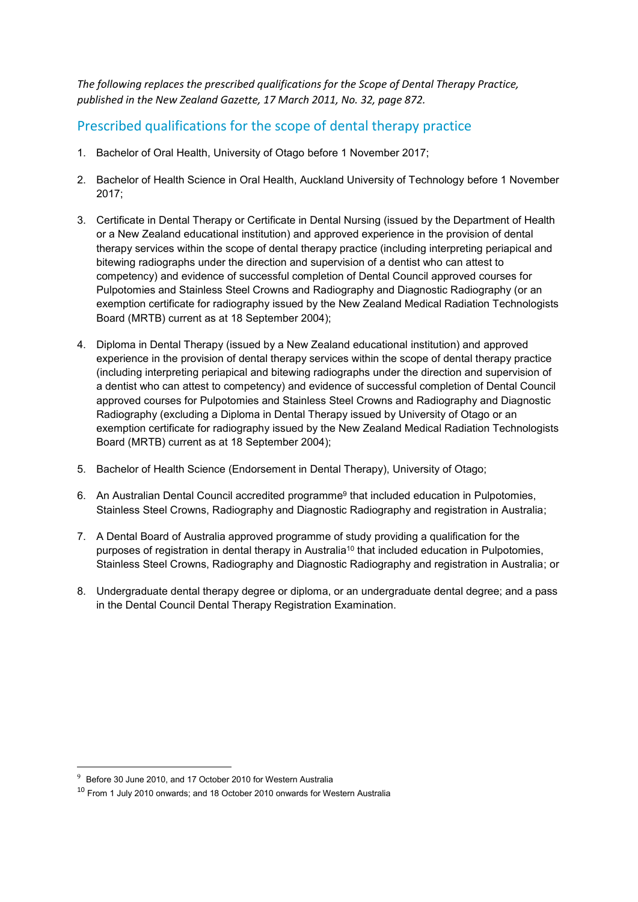*The following replaces the prescribed qualifications for the Scope of Dental Therapy Practice, published in the New Zealand Gazette, 17 March 2011, No. 32, page 872.*

## Prescribed qualifications for the scope of dental therapy practice

1. Bachelor of Oral Health, University of Otago before 1 November 2017;

2. Bachelor of Health Science in Oral Health, Auckland University of Technology before 1 November 2017;

3. Certificate in Dental Therapy or Certificate in Dental Nursing (issued by the Department of Health or a New Zealand educational institution) and approved experience in the provision of dental therapy services within the scope of dental therapy practice (including interpreting periapical and bitewing radiographs under the direction and supervision of a dentist who can attest to competency) and evidence of successful completion of Dental Council approved courses for Pulpotomies and Stainless Steel Crowns and Radiography and Diagnostic Radiography (or an exemption certificate for radiography issued by the New Zealand Medical Radiation Technologists Board (MRTB) current as at 18 September 2004);

4. Diploma in Dental Therapy (issued by a New Zealand educational institution) and approved experience in the provision of dental therapy services within the scope of dental therapy practice (including interpreting periapical and bitewing radiographs under the direction and supervision of a dentist who can attest to competency) and evidence of successful completion of Dental Council approved courses for Pulpotomies and Stainless Steel Crowns and Radiography and Diagnostic Radiography (excluding a Diploma in Dental Therapy issued by University of Otago or an exemption certificate for radiography issued by the New Zealand Medical Radiation Technologists Board (MRTB) current as at 18 September 2004);

5. Bachelor of Health Science (Endorsement in Dental Therapy), University of Otago;

6. An Australian Dental Council accredited programme[9] that included education in Pulpotomies, Stainless Steel Crowns, Radiography and Diagnostic Radiography and registration in Australia;

7. A Dental Board of Australia approved programme of study providing a qualification for the purposes of registration in dental therapy in Australia[10] that included education in Pulpotomies, Stainless Steel Crowns, Radiography and Diagnostic Radiography and registration in Australia; or

8. Undergraduate dental therapy degree or diploma, or an undergraduate dental degree; and a pass in the Dental Council Dental Therapy Registration Examination.

---

[9] Before 30 June 2010, and 17 October 2010 for Western Australia

[10] From 1 July 2010 onwards; and 18 October 2010 onwards for Western Australia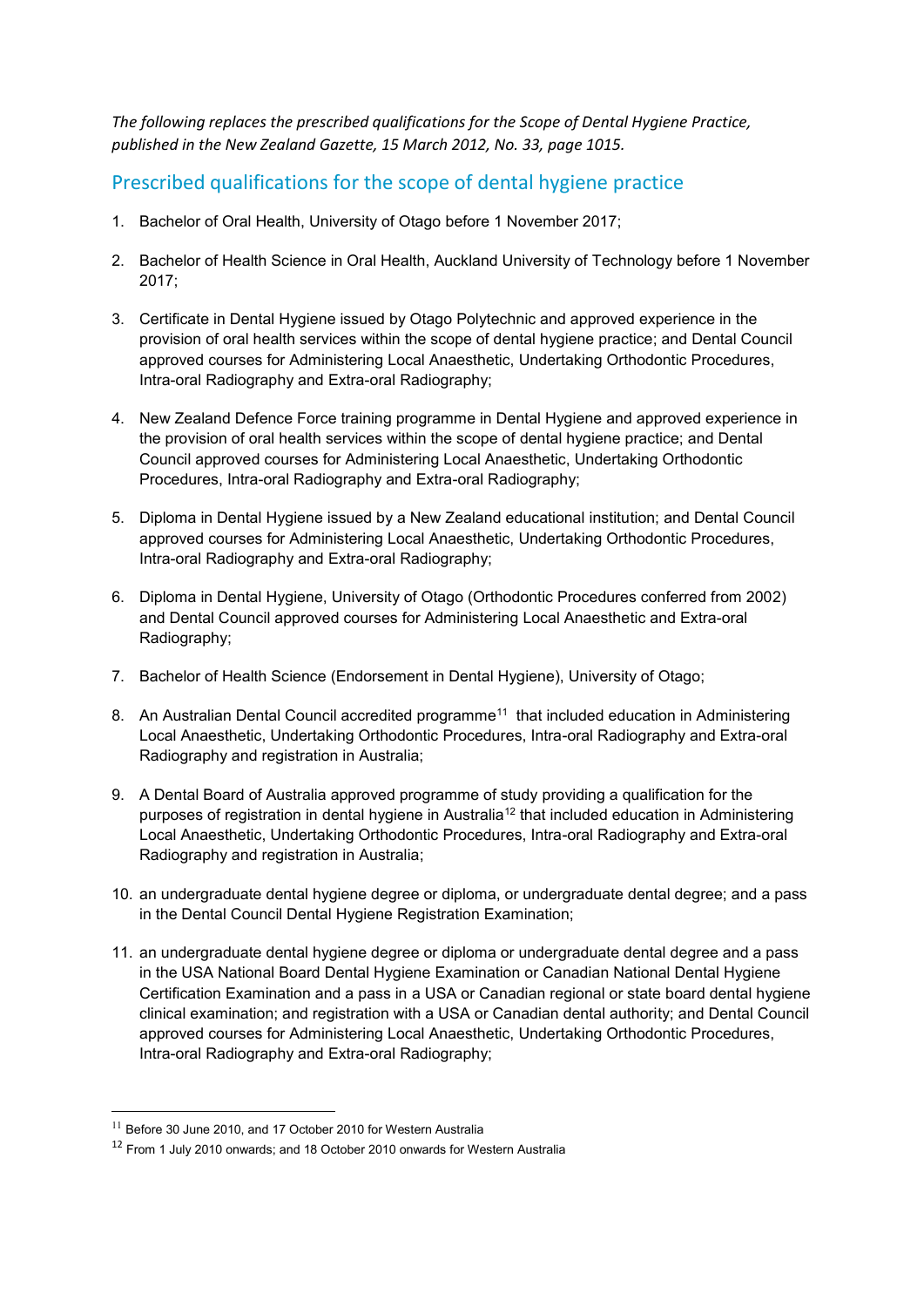*The following replaces the prescribed qualifications for the Scope of Dental Hygiene Practice, published in the New Zealand Gazette, 15 March 2012, No. 33, page 1015.*

## Prescribed qualifications for the scope of dental hygiene practice

1. Bachelor of Oral Health, University of Otago before 1 November 2017;

2. Bachelor of Health Science in Oral Health, Auckland University of Technology before 1 November 2017;

3. Certificate in Dental Hygiene issued by Otago Polytechnic and approved experience in the provision of oral health services within the scope of dental hygiene practice; and Dental Council approved courses for Administering Local Anaesthetic, Undertaking Orthodontic Procedures, Intra-oral Radiography and Extra-oral Radiography;

4. New Zealand Defence Force training programme in Dental Hygiene and approved experience in the provision of oral health services within the scope of dental hygiene practice; and Dental Council approved courses for Administering Local Anaesthetic, Undertaking Orthodontic Procedures, Intra-oral Radiography and Extra-oral Radiography;

5. Diploma in Dental Hygiene issued by a New Zealand educational institution; and Dental Council approved courses for Administering Local Anaesthetic, Undertaking Orthodontic Procedures, Intra-oral Radiography and Extra-oral Radiography;

6. Diploma in Dental Hygiene, University of Otago (Orthodontic Procedures conferred from 2002) and Dental Council approved courses for Administering Local Anaesthetic and Extra-oral Radiography;

7. Bachelor of Health Science (Endorsement in Dental Hygiene), University of Otago;

8. An Australian Dental Council accredited programme[11] that included education in Administering Local Anaesthetic, Undertaking Orthodontic Procedures, Intra-oral Radiography and Extra-oral Radiography and registration in Australia;

9. A Dental Board of Australia approved programme of study providing a qualification for the purposes of registration in dental hygiene in Australia[12] that included education in Administering Local Anaesthetic, Undertaking Orthodontic Procedures, Intra-oral Radiography and Extra-oral Radiography and registration in Australia;

10. an undergraduate dental hygiene degree or diploma, or undergraduate dental degree; and a pass in the Dental Council Dental Hygiene Registration Examination;

11. an undergraduate dental hygiene degree or diploma or undergraduate dental degree and a pass in the USA National Board Dental Hygiene Examination or Canadian National Dental Hygiene Certification Examination and a pass in a USA or Canadian regional or state board dental hygiene clinical examination; and registration with a USA or Canadian dental authority; and Dental Council approved courses for Administering Local Anaesthetic, Undertaking Orthodontic Procedures, Intra-oral Radiography and Extra-oral Radiography;

---

[11] Before 30 June 2010, and 17 October 2010 for Western Australia

[12] From 1 July 2010 onwards; and 18 October 2010 onwards for Western Australia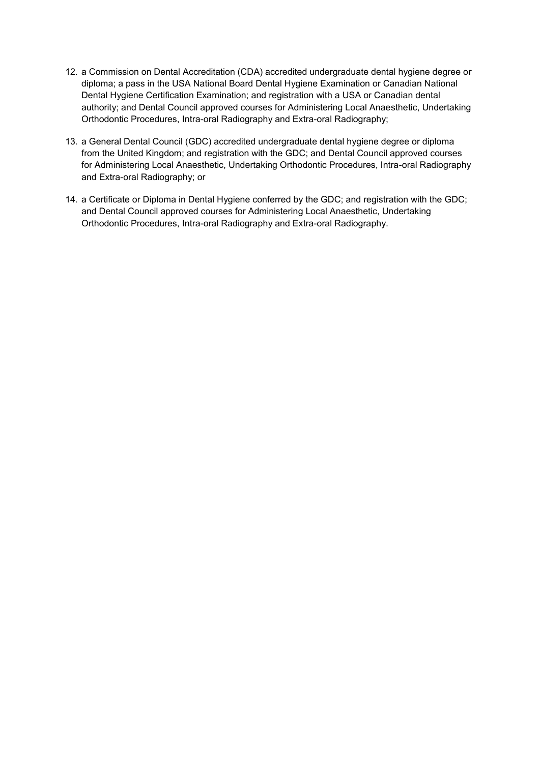12. a Commission on Dental Accreditation (CDA) accredited undergraduate dental hygiene degree or diploma; a pass in the USA National Board Dental Hygiene Examination or Canadian National Dental Hygiene Certification Examination; and registration with a USA or Canadian dental authority; and Dental Council approved courses for Administering Local Anaesthetic, Undertaking Orthodontic Procedures, Intra-oral Radiography and Extra-oral Radiography;

13. a General Dental Council (GDC) accredited undergraduate dental hygiene degree or diploma from the United Kingdom; and registration with the GDC; and Dental Council approved courses for Administering Local Anaesthetic, Undertaking Orthodontic Procedures, Intra-oral Radiography and Extra-oral Radiography; or

14. a Certificate or Diploma in Dental Hygiene conferred by the GDC; and registration with the GDC; and Dental Council approved courses for Administering Local Anaesthetic, Undertaking Orthodontic Procedures, Intra-oral Radiography and Extra-oral Radiography.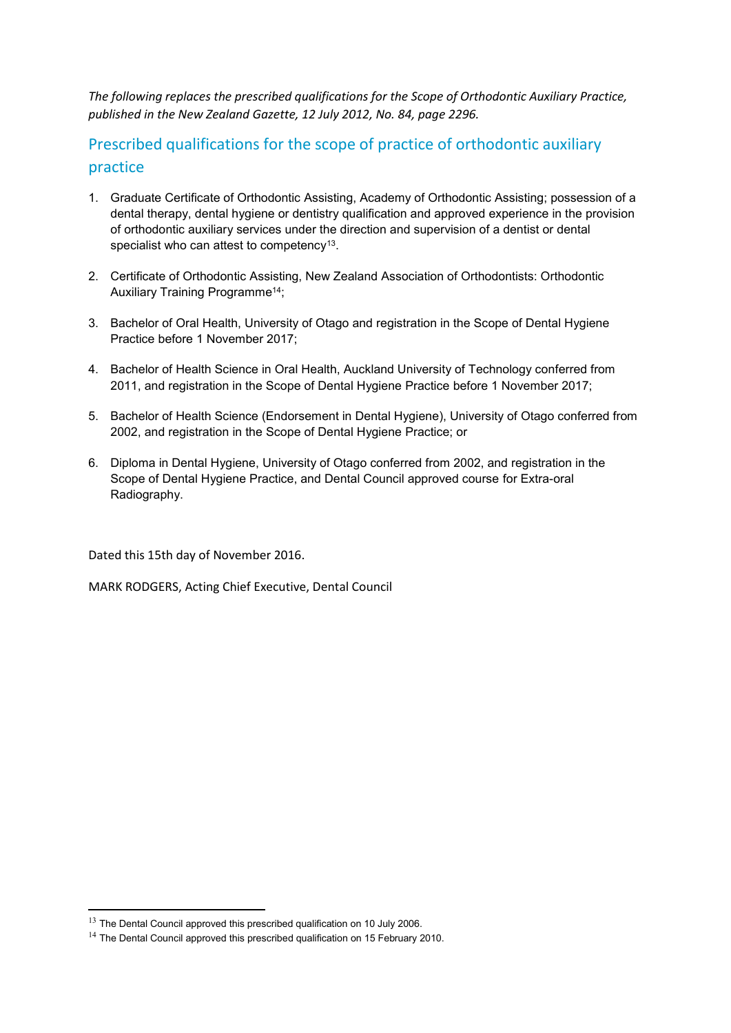*The following replaces the prescribed qualifications for the Scope of Orthodontic Auxiliary Practice, published in the New Zealand Gazette, 12 July 2012, No. 84, page 2296.*

## Prescribed qualifications for the scope of practice of orthodontic auxiliary practice

1. Graduate Certificate of Orthodontic Assisting, Academy of Orthodontic Assisting; possession of a dental therapy, dental hygiene or dentistry qualification and approved experience in the provision of orthodontic auxiliary services under the direction and supervision of a dentist or dental specialist who can attest to competency[13].

2. Certificate of Orthodontic Assisting, New Zealand Association of Orthodontists: Orthodontic Auxiliary Training Programme[14];

3. Bachelor of Oral Health, University of Otago and registration in the Scope of Dental Hygiene Practice before 1 November 2017;

4. Bachelor of Health Science in Oral Health, Auckland University of Technology conferred from 2011, and registration in the Scope of Dental Hygiene Practice before 1 November 2017;

5. Bachelor of Health Science (Endorsement in Dental Hygiene), University of Otago conferred from 2002, and registration in the Scope of Dental Hygiene Practice; or

6. Diploma in Dental Hygiene, University of Otago conferred from 2002, and registration in the Scope of Dental Hygiene Practice, and Dental Council approved course for Extra-oral Radiography.

Dated this 15th day of November 2016.

MARK RODGERS, Acting Chief Executive, Dental Council

---

[13] The Dental Council approved this prescribed qualification on 10 July 2006.

[14] The Dental Council approved this prescribed qualification on 15 February 2010.